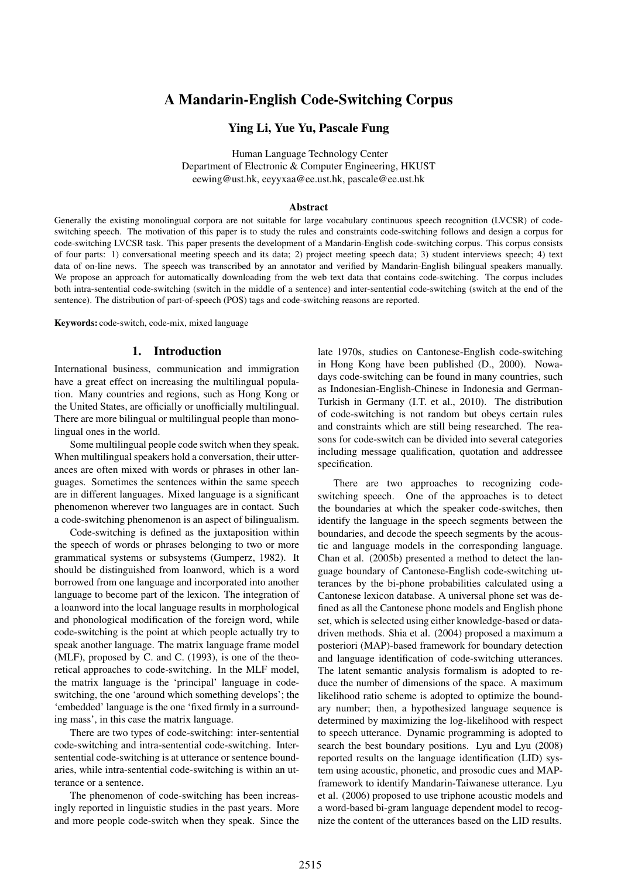# A Mandarin-English Code-Switching Corpus

**Ying Li, Yue Yu, Pascale Fung**

Human Language Technology Center
Department of Electronic & Computer Engineering, HKUST
eewing@ust.hk, eeyyxaa@ee.ust.hk, pascale@ee.ust.hk

**Abstract**

Generally the existing monolingual corpora are not suitable for large vocabulary continuous speech recognition (LVCSR) of code-switching speech. The motivation of this paper is to study the rules and constraints code-switching follows and design a corpus for code-switching LVCSR task. This paper presents the development of a Mandarin-English code-switching corpus. This corpus consists of four parts: 1) conversational meeting speech and its data; 2) project meeting speech data; 3) student interviews speech; 4) text data of on-line news. The speech was transcribed by an annotator and verified by Mandarin-English bilingual speakers manually. We propose an approach for automatically downloading from the web text data that contains code-switching. The corpus includes both intra-sentential code-switching (switch in the middle of a sentence) and inter-sentential code-switching (switch at the end of the sentence). The distribution of part-of-speech (POS) tags and code-switching reasons are reported.

**Keywords:** code-switch, code-mix, mixed language

## 1. Introduction

International business, communication and immigration have a great effect on increasing the multilingual population. Many countries and regions, such as Hong Kong or the United States, are officially or unofficially multilingual. There are more bilingual or multilingual people than monolingual ones in the world.

Some multilingual people code switch when they speak. When multilingual speakers hold a conversation, their utterances are often mixed with words or phrases in other languages. Sometimes the sentences within the same speech are in different languages. Mixed language is a significant phenomenon wherever two languages are in contact. Such a code-switching phenomenon is an aspect of bilingualism.

Code-switching is defined as the juxtaposition within the speech of words or phrases belonging to two or more grammatical systems or subsystems (Gumperz, 1982). It should be distinguished from loanword, which is a word borrowed from one language and incorporated into another language to become part of the lexicon. The integration of a loanword into the local language results in morphological and phonological modification of the foreign word, while code-switching is the point at which people actually try to speak another language. The matrix language frame model (MLF), proposed by C. and C. (1993), is one of the theoretical approaches to code-switching. In the MLF model, the matrix language is the 'principal' language in code-switching, the one 'around which something develops'; the 'embedded' language is the one 'fixed firmly in a surrounding mass', in this case the matrix language.

There are two types of code-switching: inter-sentential code-switching and intra-sentential code-switching. Inter-sentential code-switching is at utterance or sentence boundaries, while intra-sentential code-switching is within an utterance or a sentence.

The phenomenon of code-switching has been increasingly reported in linguistic studies in the past years. More and more people code-switch when they speak. Since the late 1970s, studies on Cantonese-English code-switching in Hong Kong have been published (D., 2000). Nowadays code-switching can be found in many countries, such as Indonesian-English-Chinese in Indonesia and German-Turkish in Germany (I.T. et al., 2010). The distribution of code-switching is not random but obeys certain rules and constraints which are still being researched. The reasons for code-switch can be divided into several categories including message qualification, quotation and addressee specification.

There are two approaches to recognizing code-switching speech. One of the approaches is to detect the boundaries at which the speaker code-switches, then identify the language in the speech segments between the boundaries, and decode the speech segments by the acoustic and language models in the corresponding language. Chan et al. (2005b) presented a method to detect the language boundary of Cantonese-English code-switching utterances by the bi-phone probabilities calculated using a Cantonese lexicon database. A universal phone set was defined as all the Cantonese phone models and English phone set, which is selected using either knowledge-based or data-driven methods. Shia et al. (2004) proposed a maximum a posteriori (MAP)-based framework for boundary detection and language identification of code-switching utterances. The latent semantic analysis formalism is adopted to reduce the number of dimensions of the space. A maximum likelihood ratio scheme is adopted to optimize the boundary number; then, a hypothesized language sequence is determined by maximizing the log-likelihood with respect to speech utterance. Dynamic programming is adopted to search the best boundary positions. Lyu and Lyu (2008) reported results on the language identification (LID) system using acoustic, phonetic, and prosodic cues and MAP-framework to identify Mandarin-Taiwanese utterance. Lyu et al. (2006) proposed to use triphone acoustic models and a word-based bi-gram language dependent model to recognize the content of the utterances based on the LID results.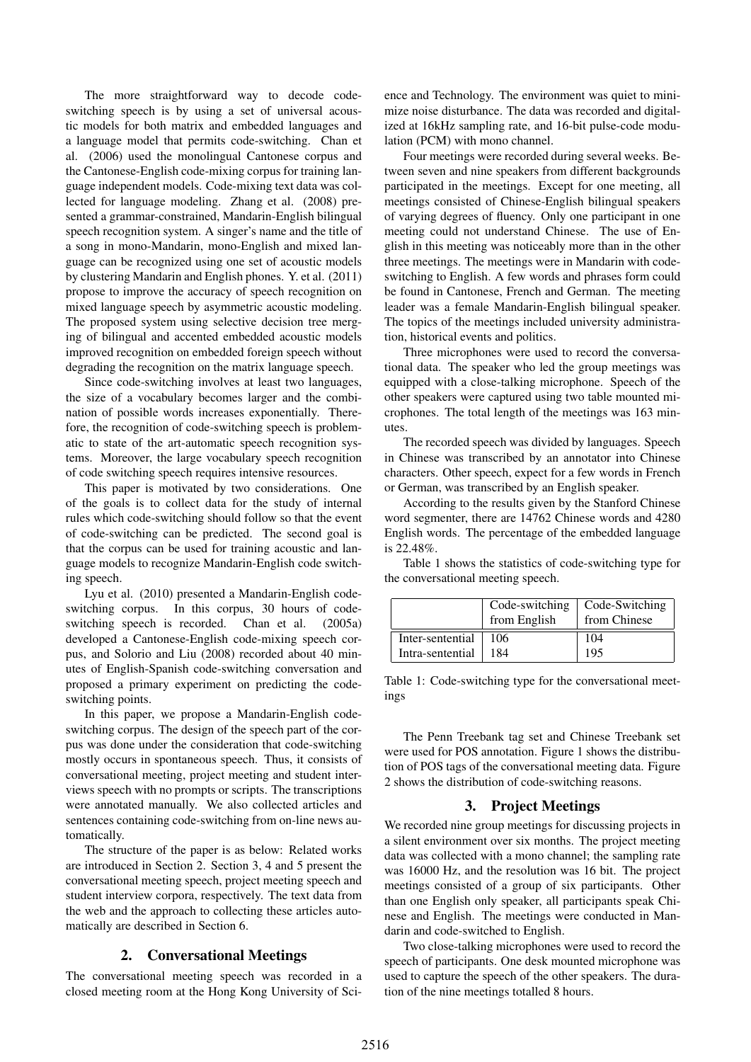The more straightforward way to decode code-switching speech is by using a set of universal acoustic models for both matrix and embedded languages and a language model that permits code-switching. Chan et al. (2006) used the monolingual Cantonese corpus and the Cantonese-English code-mixing corpus for training language independent models. Code-mixing text data was collected for language modeling. Zhang et al. (2008) presented a grammar-constrained, Mandarin-English bilingual speech recognition system. A singer's name and the title of a song in mono-Mandarin, mono-English and mixed language can be recognized using one set of acoustic models by clustering Mandarin and English phones. Y. et al. (2011) propose to improve the accuracy of speech recognition on mixed language speech by asymmetric acoustic modeling. The proposed system using selective decision tree merging of bilingual and accented embedded acoustic models improved recognition on embedded foreign speech without degrading the recognition on the matrix language speech.

Since code-switching involves at least two languages, the size of a vocabulary becomes larger and the combination of possible words increases exponentially. Therefore, the recognition of code-switching speech is problematic to state of the art-automatic speech recognition systems. Moreover, the large vocabulary speech recognition of code switching speech requires intensive resources.

This paper is motivated by two considerations. One of the goals is to collect data for the study of internal rules which code-switching should follow so that the event of code-switching can be predicted. The second goal is that the corpus can be used for training acoustic and language models to recognize Mandarin-English code switching speech.

Lyu et al. (2010) presented a Mandarin-English code-switching corpus. In this corpus, 30 hours of code-switching speech is recorded. Chan et al. (2005a) developed a Cantonese-English code-mixing speech corpus, and Solorio and Liu (2008) recorded about 40 minutes of English-Spanish code-switching conversation and proposed a primary experiment on predicting the code-switching points.

In this paper, we propose a Mandarin-English code-switching corpus. The design of the speech part of the corpus was done under the consideration that code-switching mostly occurs in spontaneous speech. Thus, it consists of conversational meeting, project meeting and student interviews speech with no prompts or scripts. The transcriptions were annotated manually. We also collected articles and sentences containing code-switching from on-line news automatically.

The structure of the paper is as below: Related works are introduced in Section 2. Section 3, 4 and 5 present the conversational meeting speech, project meeting speech and student interview corpora, respectively. The text data from the web and the approach to collecting these articles automatically are described in Section 6.

## 2. Conversational Meetings

The conversational meeting speech was recorded in a closed meeting room at the Hong Kong University of Science and Technology. The environment was quiet to minimize noise disturbance. The data was recorded and digitalized at 16kHz sampling rate, and 16-bit pulse-code modulation (PCM) with mono channel.

Four meetings were recorded during several weeks. Between seven and nine speakers from different backgrounds participated in the meetings. Except for one meeting, all meetings consisted of Chinese-English bilingual speakers of varying degrees of fluency. Only one participant in one meeting could not understand Chinese. The use of English in this meeting was noticeably more than in the other three meetings. The meetings were in Mandarin with code-switching to English. A few words and phrases form could be found in Cantonese, French and German. The meeting leader was a female Mandarin-English bilingual speaker. The topics of the meetings included university administration, historical events and politics.

Three microphones were used to record the conversational data. The speaker who led the group meetings was equipped with a close-talking microphone. Speech of the other speakers were captured using two table mounted microphones. The total length of the meetings was 163 minutes.

The recorded speech was divided by languages. Speech in Chinese was transcribed by an annotator into Chinese characters. Other speech, expect for a few words in French or German, was transcribed by an English speaker.

According to the results given by the Stanford Chinese word segmenter, there are 14762 Chinese words and 4280 English words. The percentage of the embedded language is 22.48%.

Table 1 shows the statistics of code-switching type for the conversational meeting speech.

| | Code-switching from English | Code-Switching from Chinese |
|---|---|---|
| Inter-sentential | 106 | 104 |
| Intra-sentential | 184 | 195 |

Table 1: Code-switching type for the conversational meetings

The Penn Treebank tag set and Chinese Treebank set were used for POS annotation. Figure 1 shows the distribution of POS tags of the conversational meeting data. Figure 2 shows the distribution of code-switching reasons.

## 3. Project Meetings

We recorded nine group meetings for discussing projects in a silent environment over six months. The project meeting data was collected with a mono channel; the sampling rate was 16000 Hz, and the resolution was 16 bit. The project meetings consisted of a group of six participants. Other than one English only speaker, all participants speak Chinese and English. The meetings were conducted in Mandarin and code-switched to English.

Two close-talking microphones were used to record the speech of participants. One desk mounted microphone was used to capture the speech of the other speakers. The duration of the nine meetings totalled 8 hours.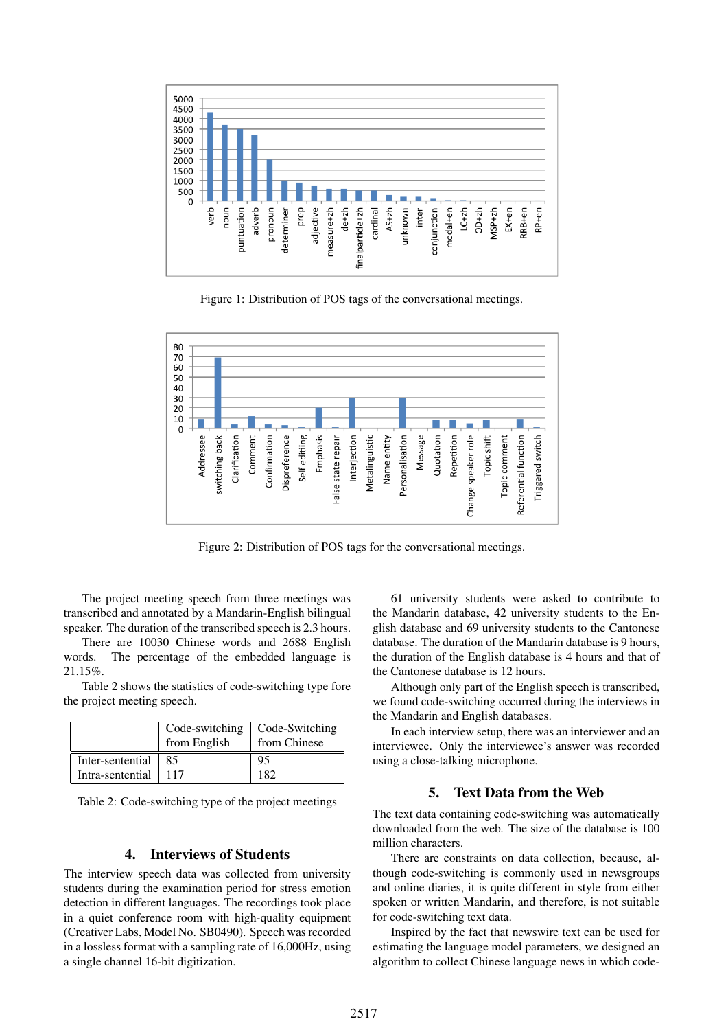5000
4500
4000
3500
3000
2500
2000
1500
1000
500
0

verb
noun
puntuation
adverb
pronoun
determiner
prep
adjective
measure+zh
de+zh
finalparticle+zh
cardinal
AS+zh
unknown
inter
conjunction
modal+en
LC+zh
OD+zh
MSP+zh
EX+en
RRB+en
RP+en

Figure 1: Distribution of POS tags of the conversational meetings.

80
70
60
50
40
30
20
10
0

Addressee
switching back
Clarification
Comment
Confirmation
Dispreference
Self editing
Emphasis
False state repair
Interjection
Metalinguistic
Name entity
Personalisation
Message
Quotation
Repetition
Change speaker role
Topic shift
Topic comment
Referential function
Triggered switch

Figure 2: Distribution of POS tags for the conversational meetings.

The project meeting speech from three meetings was transcribed and annotated by a Mandarin-English bilingual speaker. The duration of the transcribed speech is 2.3 hours.

There are 10030 Chinese words and 2688 English words. The percentage of the embedded language is 21.15%.

Table 2 shows the statistics of code-switching type fore the project meeting speech.

| | Code-switching from English | Code-Switching from Chinese |
|---|---|---|
| Inter-sentential | 85 | 95 |
| Intra-sentential | 117 | 182 |

Table 2: Code-switching type of the project meetings

## 4. Interviews of Students

The interview speech data was collected from university students during the examination period for stress emotion detection in different languages. The recordings took place in a quiet conference room with high-quality equipment (Creativer Labs, Model No. SB0490). Speech was recorded in a lossless format with a sampling rate of 16,000Hz, using a single channel 16-bit digitization.

61 university students were asked to contribute to the Mandarin database, 42 university students to the English database and 69 university students to the Cantonese database. The duration of the Mandarin database is 9 hours, the duration of the English database is 4 hours and that of the Cantonese database is 12 hours.

Although only part of the English speech is transcribed, we found code-switching occurred during the interviews in the Mandarin and English databases.

In each interview setup, there was an interviewer and an interviewee. Only the interviewee's answer was recorded using a close-talking microphone.

## 5. Text Data from the Web

The text data containing code-switching was automatically downloaded from the web. The size of the database is 100 million characters.

There are constraints on data collection, because, although code-switching is commonly used in newsgroups and online diaries, it is quite different in style from either spoken or written Mandarin, and therefore, is not suitable for code-switching text data.

Inspired by the fact that newswire text can be used for estimating the language model parameters, we designed an algorithm to collect Chinese language news in which code-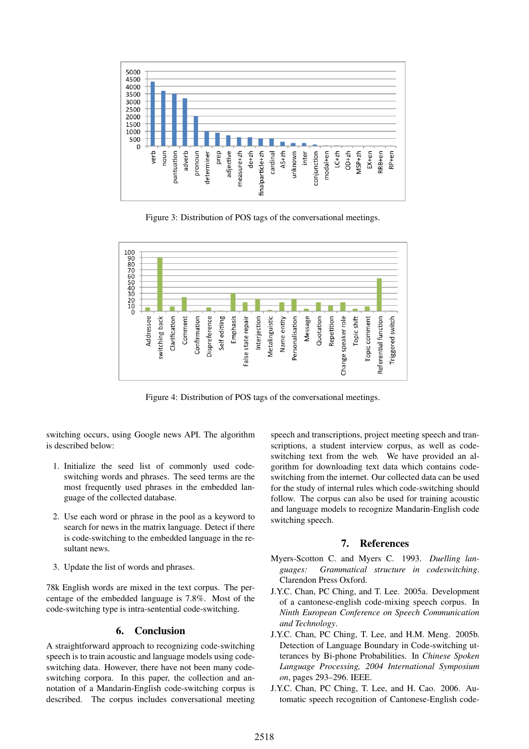5000
4500
4000
3500
3000
2500
2000
1500
1000
500
0

verb
noun
puntuation
adverb
pronoun
determiner
prep
adjective
measure+zh
de+zh
finalparticle+zh
cardinal
AS+zh
unknown
inter
conjunction
modal+en
LC+zh
OD+zh
MSP+zh
EX+en
RRB+en
RP+en

Figure 3: Distribution of POS tags of the conversational meetings.

100
90
80
70
60
50
40
30
20
10
0

Addressee
switching back
Clarification
Comment
Confirmation
Dispreference
Self ediiting
Emphasis
False state repair
Interjection
Metalinguistic
Name entity
Personalisation
Message
Quotation
Repetition
Change speaker role
Topic shift
Topic comment
Referential function
Triggered switch

Figure 4: Distribution of POS tags of the conversational meetings.

switching occurs, using Google news API. The algorithm is described below:

1. Initialize the seed list of commonly used code-switching words and phrases. The seed terms are the most frequently used phrases in the embedded language of the collected database.

2. Use each word or phrase in the pool as a keyword to search for news in the matrix language. Detect if there is code-switching to the embedded language in the resultant news.

3. Update the list of words and phrases.

78k English words are mixed in the text corpus. The percentage of the embedded language is 7.8%. Most of the code-switching type is intra-sentential code-switching.

## 6. Conclusion

A straightforward approach to recognizing code-switching speech is to train acoustic and language models using code-switching data. However, there have not been many code-switching corpora. In this paper, the collection and annotation of a Mandarin-English code-switching corpus is described. The corpus includes conversational meeting speech and transcriptions, project meeting speech and transcriptions, a student interview corpus, as well as code-switching text from the web. We have provided an algorithm for downloading text data which contains code-switching from the internet. Our collected data can be used for the study of internal rules which code-switching should follow. The corpus can also be used for training acoustic and language models to recognize Mandarin-English code switching speech.

## 7. References

Myers-Scotton C. and Myers C. 1993. *Duelling languages: Grammatical structure in codeswitching*. Clarendon Press Oxford.

J.Y.C. Chan, PC Ching, and T. Lee. 2005a. Development of a cantonese-english code-mixing speech corpus. In *Ninth European Conference on Speech Communication and Technology*.

J.Y.C. Chan, PC Ching, T. Lee, and H.M. Meng. 2005b. Detection of Language Boundary in Code-switching utterances by Bi-phone Probabilities. In *Chinese Spoken Language Processing, 2004 International Symposium on*, pages 293–296. IEEE.

J.Y.C. Chan, PC Ching, T. Lee, and H. Cao. 2006. Automatic speech recognition of Cantonese-English code-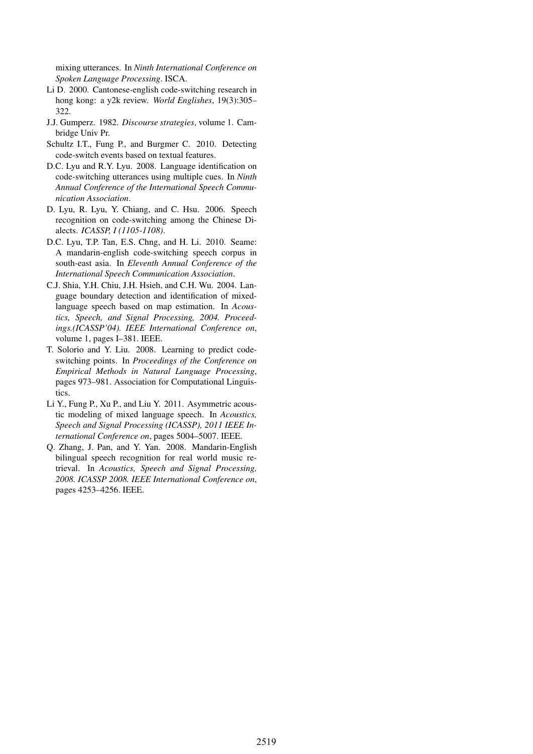mixing utterances. In *Ninth International Conference on Spoken Language Processing*. ISCA.

Li D. 2000. Cantonese-english code-switching research in hong kong: a y2k review. *World Englishes*, 19(3):305–322.

J.J. Gumperz. 1982. *Discourse strategies*, volume 1. Cambridge Univ Pr.

Schultz I.T., Fung P., and Burgmer C. 2010. Detecting code-switch events based on textual features.

D.C. Lyu and R.Y. Lyu. 2008. Language identification on code-switching utterances using multiple cues. In *Ninth Annual Conference of the International Speech Communication Association*.

D. Lyu, R. Lyu, Y. Chiang, and C. Hsu. 2006. Speech recognition on code-switching among the Chinese Dialects. *ICASSP, I (1105-1108)*.

D.C. Lyu, T.P. Tan, E.S. Chng, and H. Li. 2010. Seame: A mandarin-english code-switching speech corpus in south-east asia. In *Eleventh Annual Conference of the International Speech Communication Association*.

C.J. Shia, Y.H. Chiu, J.H. Hsieh, and C.H. Wu. 2004. Language boundary detection and identification of mixed-language speech based on map estimation. In *Acoustics, Speech, and Signal Processing, 2004. Proceedings.(ICASSP'04). IEEE International Conference on*, volume 1, pages I–381. IEEE.

T. Solorio and Y. Liu. 2008. Learning to predict code-switching points. In *Proceedings of the Conference on Empirical Methods in Natural Language Processing*, pages 973–981. Association for Computational Linguistics.

Li Y., Fung P., Xu P., and Liu Y. 2011. Asymmetric acoustic modeling of mixed language speech. In *Acoustics, Speech and Signal Processing (ICASSP), 2011 IEEE International Conference on*, pages 5004–5007. IEEE.

Q. Zhang, J. Pan, and Y. Yan. 2008. Mandarin-English bilingual speech recognition for real world music retrieval. In *Acoustics, Speech and Signal Processing, 2008. ICASSP 2008. IEEE International Conference on*, pages 4253–4256. IEEE.